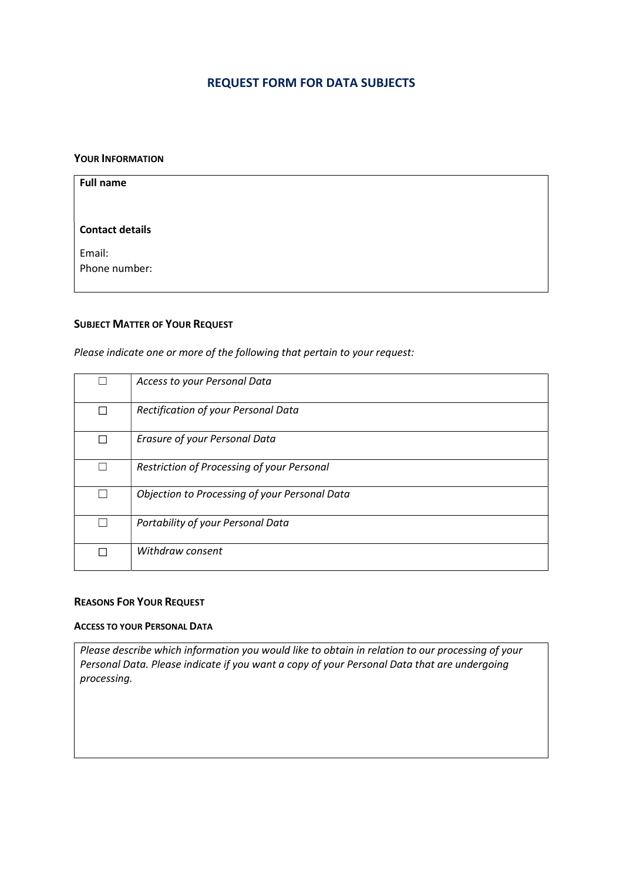# REQUEST FORM FOR DATA SUBJECTS

### YOUR INFORMATION

| **Full name** |
|---|
| |
| **Contact details** |
| Email: |
| Phone number: |

### SUBJECT MATTER OF YOUR REQUEST

*Please indicate one or more of the following that pertain to your request:*

| | |
|---|---|
| ☐ | *Access to your Personal Data* |
| ☐ | *Rectification of your Personal Data* |
| ☐ | *Erasure of your Personal Data* |
| ☐ | *Restriction of Processing of your Personal* |
| ☐ | *Objection to Processing of your Personal Data* |
| ☐ | *Portability of your Personal Data* |
| ☐ | *Withdraw consent* |

### REASONS FOR YOUR REQUEST

#### ACCESS TO YOUR PERSONAL DATA

| *Please describe which information you would like to obtain in relation to our processing of your Personal Data. Please indicate if you want a copy of your Personal Data that are undergoing processing.* |
|---|
| |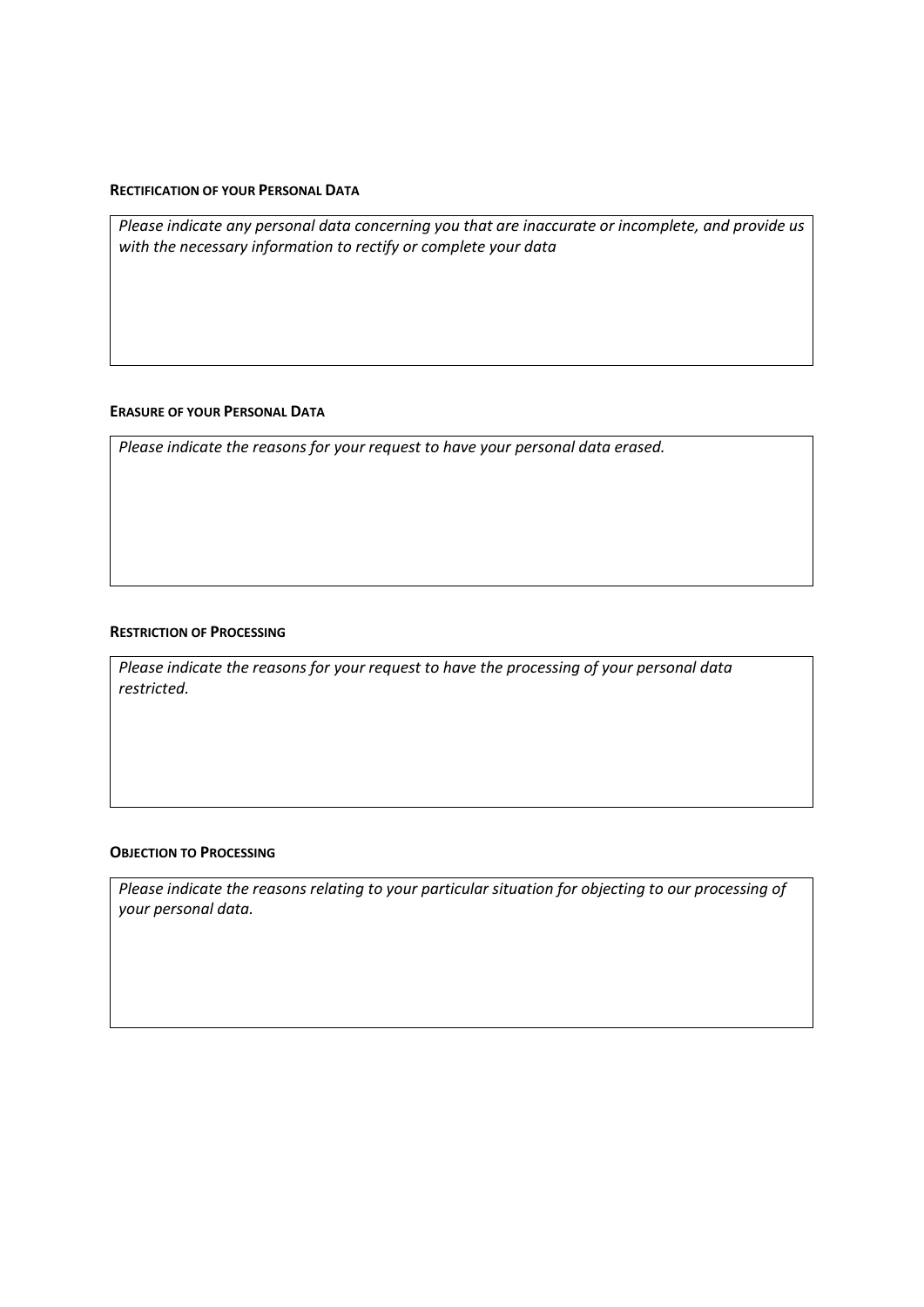**Rectification of your Personal Data**

*Please indicate any personal data concerning you that are inaccurate or incomplete, and provide us with the necessary information to rectify or complete your data*

**Erasure of your Personal Data**

*Please indicate the reasons for your request to have your personal data erased.*

**Restriction of Processing**

*Please indicate the reasons for your request to have the processing of your personal data restricted.*

**Objection to Processing**

*Please indicate the reasons relating to your particular situation for objecting to our processing of your personal data.*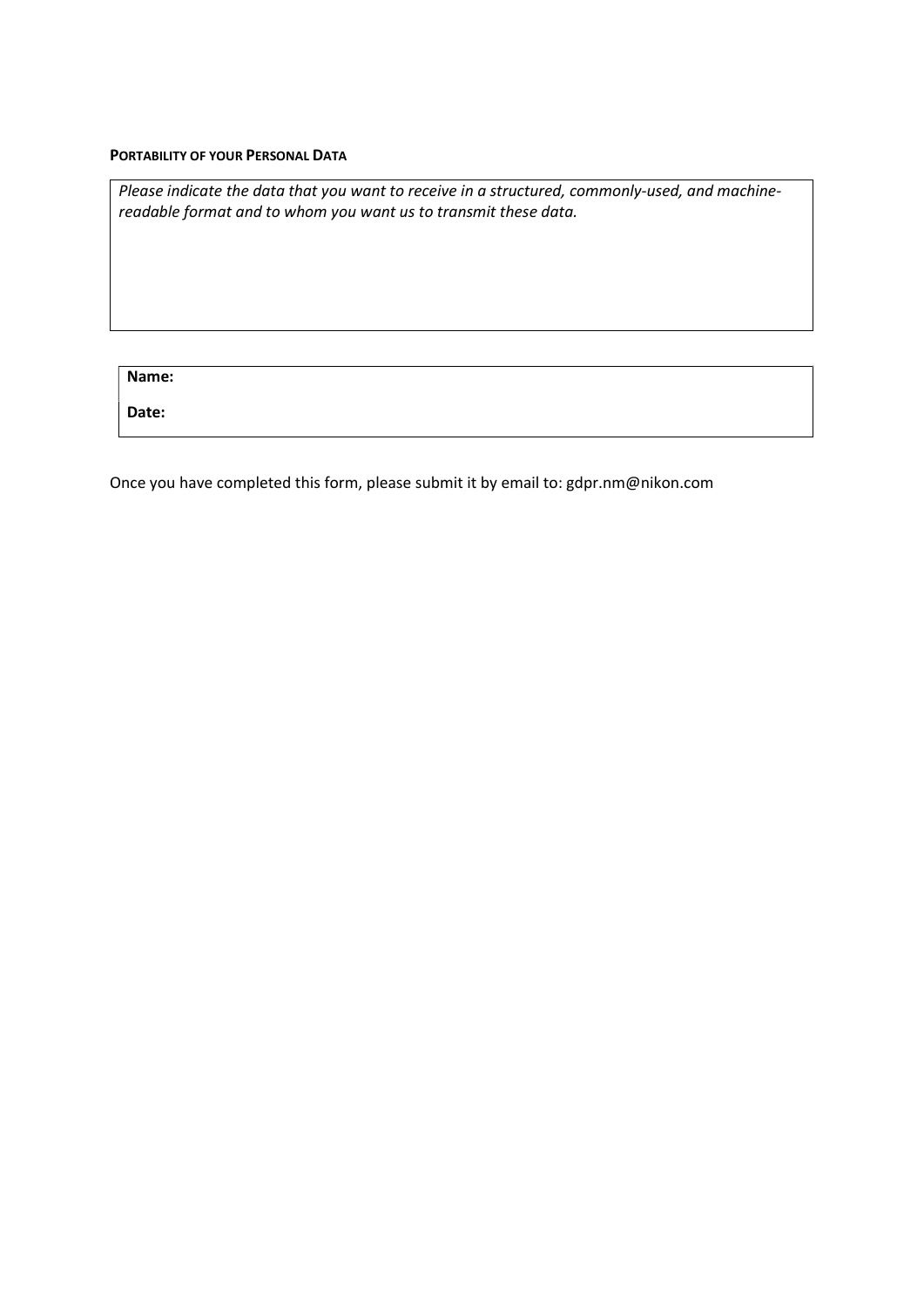**PORTABILITY OF YOUR PERSONAL DATA**

*Please indicate the data that you want to receive in a structured, commonly-used, and machine-readable format and to whom you want us to transmit these data.*

**Name:**

**Date:**

Once you have completed this form, please submit it by email to: gdpr.nm@nikon.com